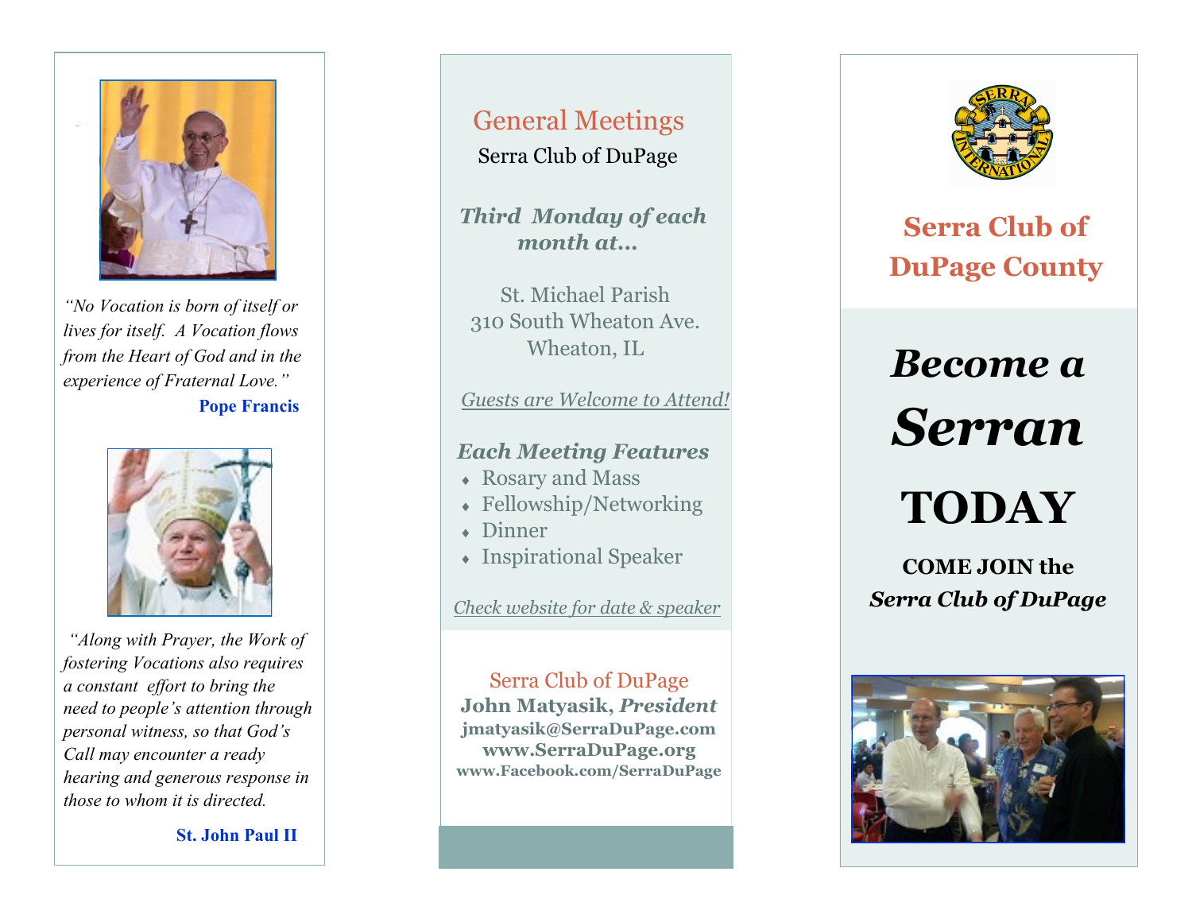*"No Vocation is born of itself or lives for itself. A Vocation flows from the Heart of God and in the experience of Fraternal Love."*

**Pope Francis**

*"Along with Prayer, the Work of fostering Vocations also requires a constant effort to bring the need to people's attention through personal witness, so that God's Call may encounter a ready hearing and generous response in those to whom it is directed.*

**St. John Paul II**

## General Meetings

Serra Club of DuPage

***Third Monday of each month at…***

St. Michael Parish
310 South Wheaton Ave.
Wheaton, IL

*Guests are Welcome to Attend!*

***Each Meeting Features***

- Rosary and Mass
- Fellowship/Networking
- Dinner
- Inspirational Speaker

*Check website for date & speaker*

Serra Club of DuPage
**John Matyasik, *President***
**jmatyasik@SerraDuPage.com**
**www.SerraDuPage.org**
**www.Facebook.com/SerraDuPage**

# Serra Club of DuPage County

# *Become a Serran*

# TODAY

**COME JOIN the *Serra Club of DuPage***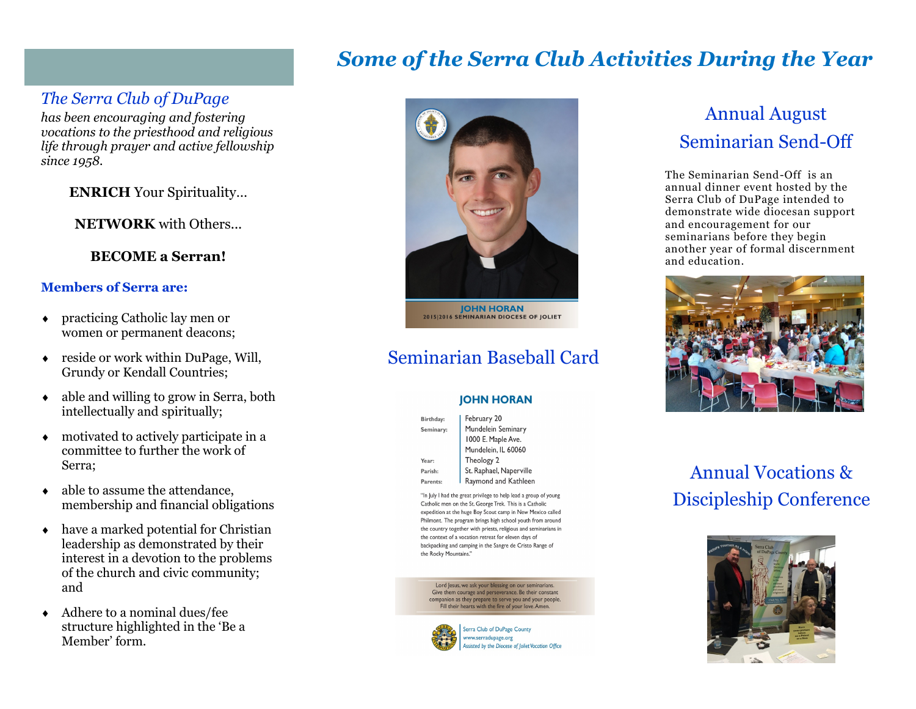*The Serra Club of DuPage*

*has been encouraging and fostering vocations to the priesthood and religious life through prayer and active fellowship since 1958.*

**ENRICH** Your Spirituality...

**NETWORK** with Others...

**BECOME a Serran!**

**Members of Serra are:**

- practicing Catholic lay men or women or permanent deacons;
- reside or work within DuPage, Will, Grundy or Kendall Countries;
- able and willing to grow in Serra, both intellectually and spiritually;
- motivated to actively participate in a committee to further the work of Serra;
- able to assume the attendance, membership and financial obligations
- have a marked potential for Christian leadership as demonstrated by their interest in a devotion to the problems of the church and civic community; and
- Adhere to a nominal dues/fee structure highlighted in the 'Be a Member' form.

# *Some of the Serra Club Activities During the Year*

JOHN HORAN
2015|2016 SEMINARIAN DIOCESE OF JOLIET

## Seminarian Baseball Card

**JOHN HORAN**

| | |
|---|---|
| Birthday: | February 20 |
| Seminary: | Mundelein Seminary<br>1000 E. Maple Ave.<br>Mundelein, IL 60060 |
| Year: | Theology 2 |
| Parish: | St. Raphael, Naperville |
| Parents: | Raymond and Kathleen |

"In July I had the great privilege to help lead a group of young Catholic men on the St. George Trek. This is a Catholic expedition at the huge Boy Scout camp in New Mexico called Philmont. The program brings high school youth from around the country together with priests, religious and seminarians in the context of a vocation retreat for eleven days of backpacking and camping in the Sangre de Cristo Range of the Rocky Mountains."

Lord Jesus, we ask your blessing on our seminarians. Give them courage and perseverance. Be their constant companion as they prepare to serve you and your people. Fill their hearts with the fire of your love. Amen.

Serra Club of DuPage County
www.serradupage.org
*Assisted by the Diocese of Joliet Vocation Office*

## Annual August Seminarian Send-Off

The Seminarian Send-Off is an annual dinner event hosted by the Serra Club of DuPage intended to demonstrate wide diocesan support and encouragement for our seminarians before they begin another year of formal discernment and education.

## Annual Vocations & Discipleship Conference